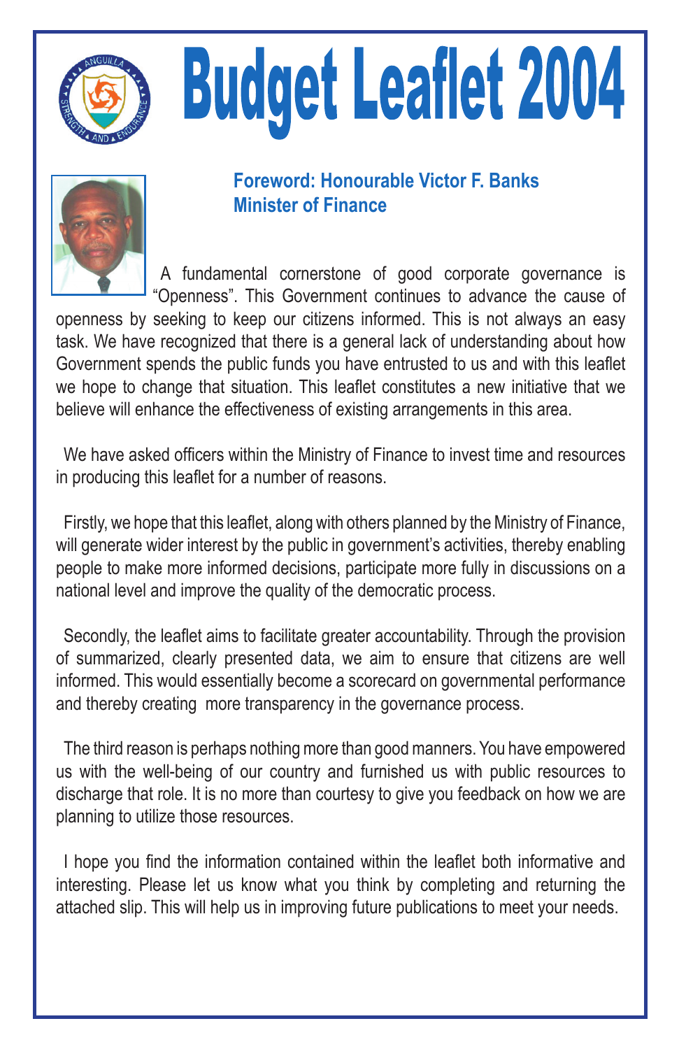# Budget Leaflet 2004

## Foreword: Honourable Victor F. Banks
## Minister of Finance

A fundamental cornerstone of good corporate governance is "Openness". This Government continues to advance the cause of openness by seeking to keep our citizens informed. This is not always an easy task. We have recognized that there is a general lack of understanding about how Government spends the public funds you have entrusted to us and with this leaflet we hope to change that situation. This leaflet constitutes a new initiative that we believe will enhance the effectiveness of existing arrangements in this area.

We have asked officers within the Ministry of Finance to invest time and resources in producing this leaflet for a number of reasons.

Firstly, we hope that this leaflet, along with others planned by the Ministry of Finance, will generate wider interest by the public in government's activities, thereby enabling people to make more informed decisions, participate more fully in discussions on a national level and improve the quality of the democratic process.

Secondly, the leaflet aims to facilitate greater accountability. Through the provision of summarized, clearly presented data, we aim to ensure that citizens are well informed. This would essentially become a scorecard on governmental performance and thereby creating more transparency in the governance process.

The third reason is perhaps nothing more than good manners. You have empowered us with the well-being of our country and furnished us with public resources to discharge that role. It is no more than courtesy to give you feedback on how we are planning to utilize those resources.

I hope you find the information contained within the leaflet both informative and interesting. Please let us know what you think by completing and returning the attached slip. This will help us in improving future publications to meet your needs.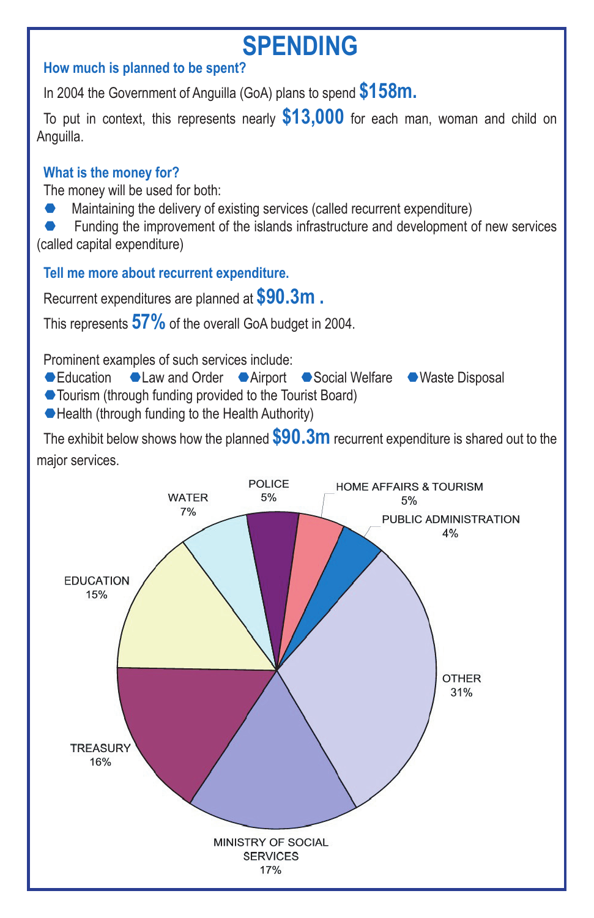# SPENDING

### How much is planned to be spent?

In 2004 the Government of Anguilla (GoA) plans to spend **$158m.**

To put in context, this represents nearly **$13,000** for each man, woman and child on Anguilla.

### What is the money for?

The money will be used for both:

- Maintaining the delivery of existing services (called recurrent expenditure)
- Funding the improvement of the islands infrastructure and development of new services (called capital expenditure)

### Tell me more about recurrent expenditure.

Recurrent expenditures are planned at **$90.3m .**

This represents **57%** of the overall GoA budget in 2004.

Prominent examples of such services include:

- Education
- Law and Order
- Airport
- Social Welfare
- Waste Disposal
- Tourism (through funding provided to the Tourist Board)
- Health (through funding to the Health Authority)

The exhibit below shows how the planned **$90.3m** recurrent expenditure is shared out to the major services.

| Service | Share |
| --- | --- |
| POLICE | 5% |
| HOME AFFAIRS & TOURISM | 5% |
| PUBLIC ADMINISTRATION | 4% |
| OTHER | 31% |
| MINISTRY OF SOCIAL SERVICES | 17% |
| TREASURY | 16% |
| EDUCATION | 15% |
| WATER | 7% |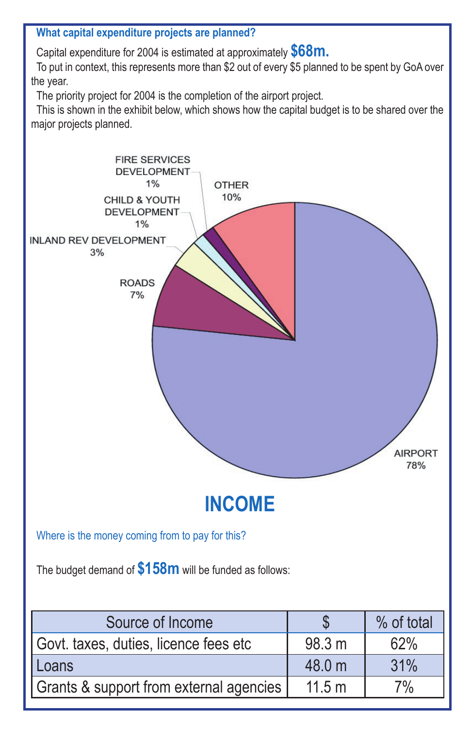### What capital expenditure projects are planned?

Capital expenditure for 2004 is estimated at approximately **$68m.**

To put in context, this represents more than $2 out of every $5 planned to be spent by GoA over the year.

The priority project for 2004 is the completion of the airport project.

This is shown in the exhibit below, which shows how the capital budget is to be shared over the major projects planned.

FIRE SERVICES DEVELOPMENT 1%

OTHER 10%

CHILD & YOUTH DEVELOPMENT 1%

INLAND REV DEVELOPMENT 3%

ROADS 7%

AIRPORT 78%

# INCOME

Where is the money coming from to pay for this?

The budget demand of **$158m** will be funded as follows:

| Source of Income | $ | % of total |
|---|---|---|
| Govt. taxes, duties, licence fees etc | 98.3 m | 62% |
| Loans | 48.0 m | 31% |
| Grants & support from external agencies | 11.5 m | 7% |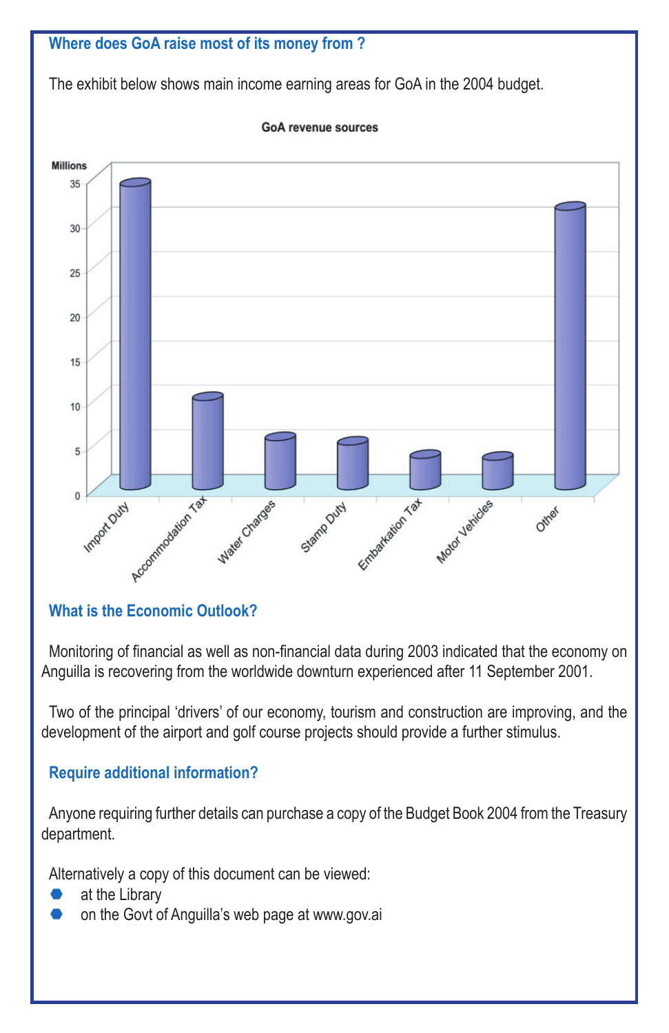## Where does GoA raise most of its money from ?

The exhibit below shows main income earning areas for GoA in the 2004 budget.

GoA revenue sources

## What is the Economic Outlook?

Monitoring of financial as well as non-financial data during 2003 indicated that the economy on Anguilla is recovering from the worldwide downturn experienced after 11 September 2001.

Two of the principal 'drivers' of our economy, tourism and construction are improving, and the development of the airport and golf course projects should provide a further stimulus.

## Require additional information?

Anyone requiring further details can purchase a copy of the Budget Book 2004 from the Treasury department.

Alternatively a copy of this document can be viewed:

- at the Library
- on the Govt of Anguilla's web page at www.gov.ai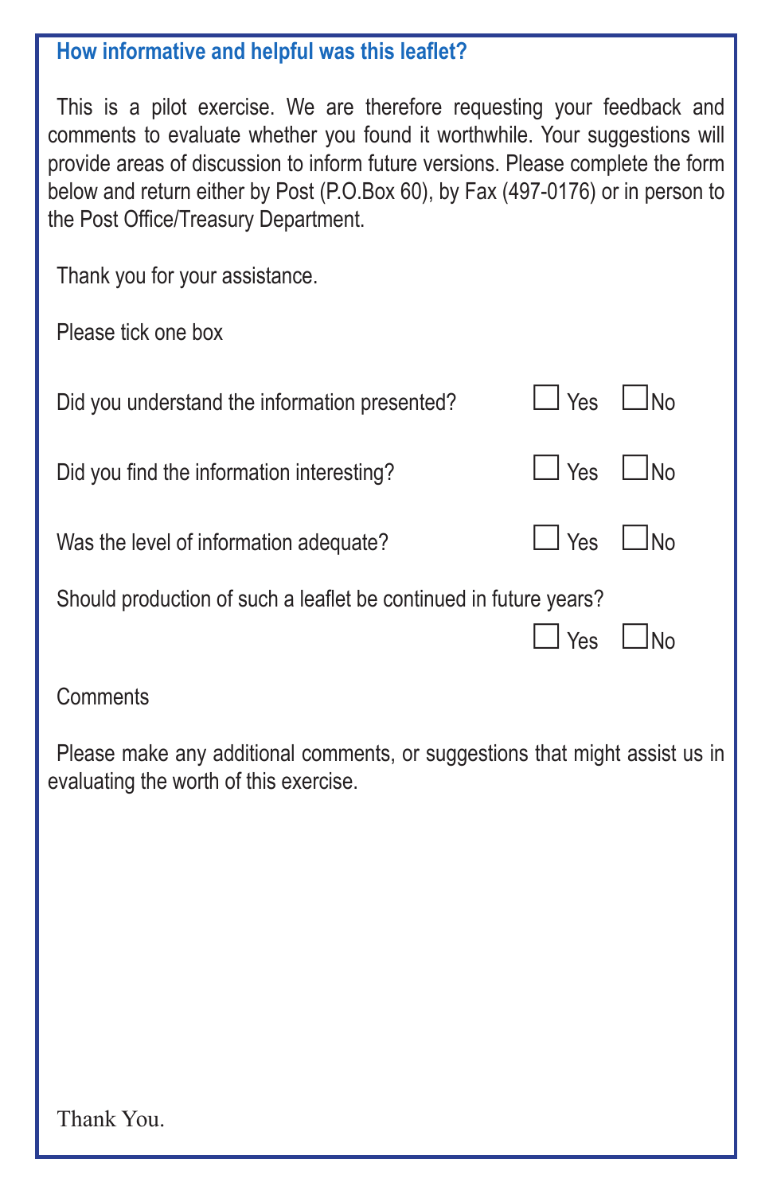## How informative and helpful was this leaflet?

This is a pilot exercise. We are therefore requesting your feedback and comments to evaluate whether you found it worthwhile. Your suggestions will provide areas of discussion to inform future versions. Please complete the form below and return either by Post (P.O.Box 60), by Fax (497-0176) or in person to the Post Office/Treasury Department.

Thank you for your assistance.

Please tick one box

Did you understand the information presented? ☐ Yes ☐ No

Did you find the information interesting? ☐ Yes ☐ No

Was the level of information adequate? ☐ Yes ☐ No

Should production of such a leaflet be continued in future years? ☐ Yes ☐ No

Comments

Please make any additional comments, or suggestions that might assist us in evaluating the worth of this exercise.

Thank You.